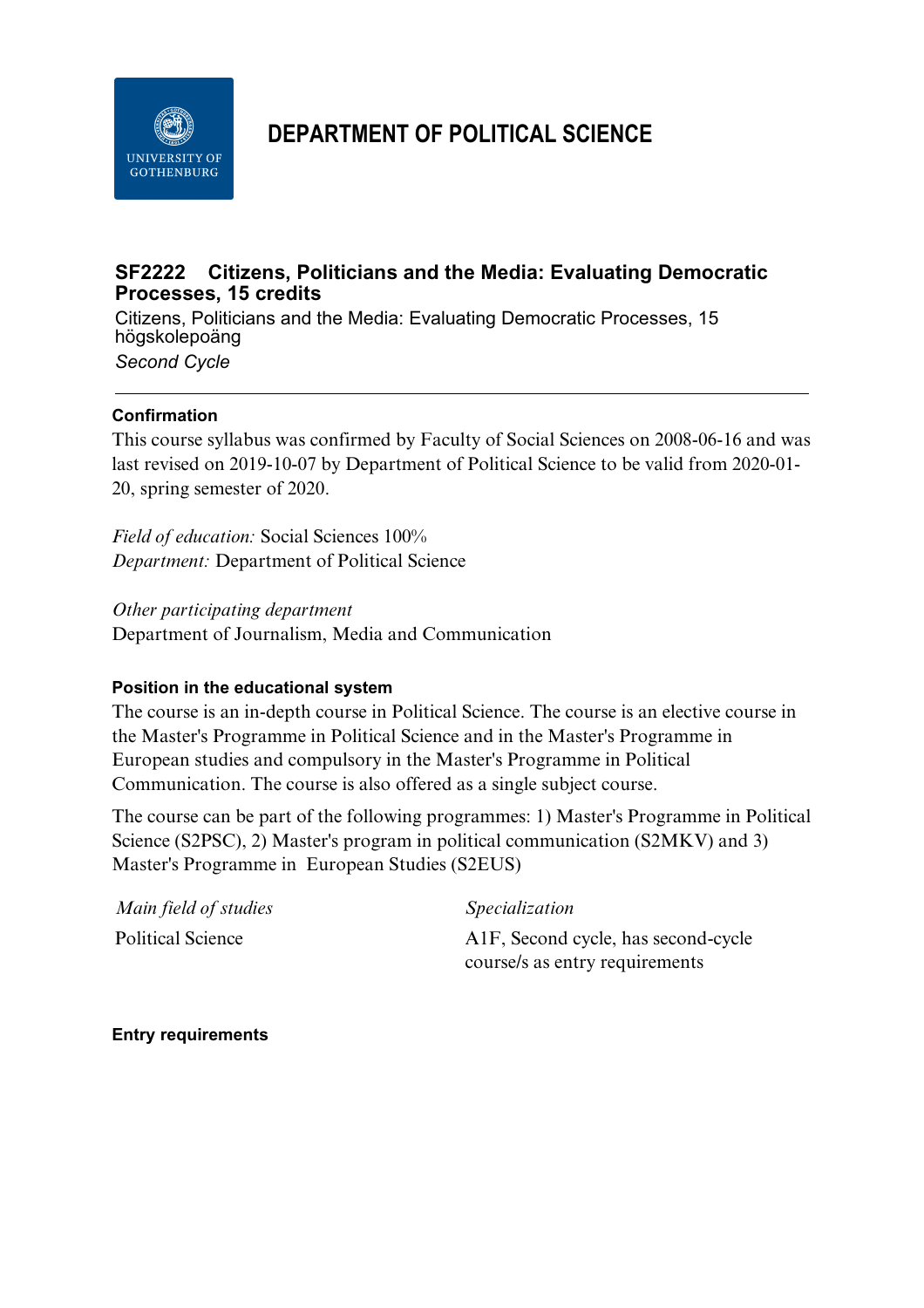# DEPARTMENT OF POLITICAL SCIENCE

## SF2222 Citizens, Politicians and the Media: Evaluating Democratic Processes, 15 credits

Citizens, Politicians and the Media: Evaluating Democratic Processes, 15 högskolepoäng

*Second Cycle*

---

### Confirmation

This course syllabus was confirmed by Faculty of Social Sciences on 2008-06-16 and was last revised on 2019-10-07 by Department of Political Science to be valid from 2020-01-20, spring semester of 2020.

*Field of education:* Social Sciences 100%
*Department:* Department of Political Science

*Other participating department*
Department of Journalism, Media and Communication

### Position in the educational system

The course is an in-depth course in Political Science. The course is an elective course in the Master's Programme in Political Science and in the Master's Programme in European studies and compulsory in the Master's Programme in Political Communication. The course is also offered as a single subject course.

The course can be part of the following programmes: 1) Master's Programme in Political Science (S2PSC), 2) Master's program in political communication (S2MKV) and 3) Master's Programme in European Studies (S2EUS)

| *Main field of studies* | *Specialization* |
|---|---|
| Political Science | A1F, Second cycle, has second-cycle course/s as entry requirements |

### Entry requirements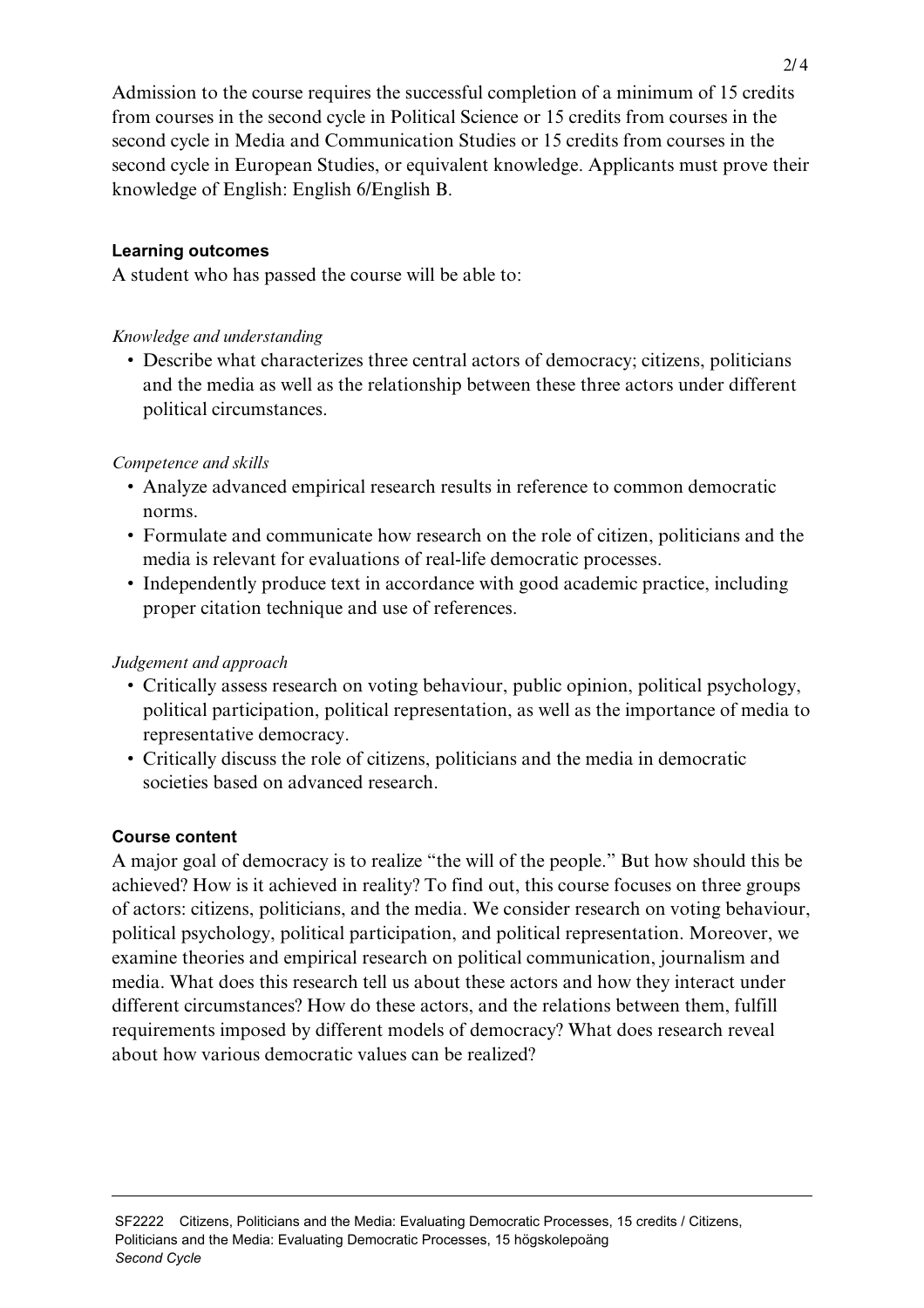Admission to the course requires the successful completion of a minimum of 15 credits from courses in the second cycle in Political Science or 15 credits from courses in the second cycle in Media and Communication Studies or 15 credits from courses in the second cycle in European Studies, or equivalent knowledge. Applicants must prove their knowledge of English: English 6/English B.

## Learning outcomes

A student who has passed the course will be able to:

*Knowledge and understanding*

- Describe what characterizes three central actors of democracy; citizens, politicians and the media as well as the relationship between these three actors under different political circumstances.

*Competence and skills*

- Analyze advanced empirical research results in reference to common democratic norms.
- Formulate and communicate how research on the role of citizen, politicians and the media is relevant for evaluations of real-life democratic processes.
- Independently produce text in accordance with good academic practice, including proper citation technique and use of references.

*Judgement and approach*

- Critically assess research on voting behaviour, public opinion, political psychology, political participation, political representation, as well as the importance of media to representative democracy.
- Critically discuss the role of citizens, politicians and the media in democratic societies based on advanced research.

## Course content

A major goal of democracy is to realize "the will of the people." But how should this be achieved? How is it achieved in reality? To find out, this course focuses on three groups of actors: citizens, politicians, and the media. We consider research on voting behaviour, political psychology, political participation, and political representation. Moreover, we examine theories and empirical research on political communication, journalism and media. What does this research tell us about these actors and how they interact under different circumstances? How do these actors, and the relations between them, fulfill requirements imposed by different models of democracy? What does research reveal about how various democratic values can be realized?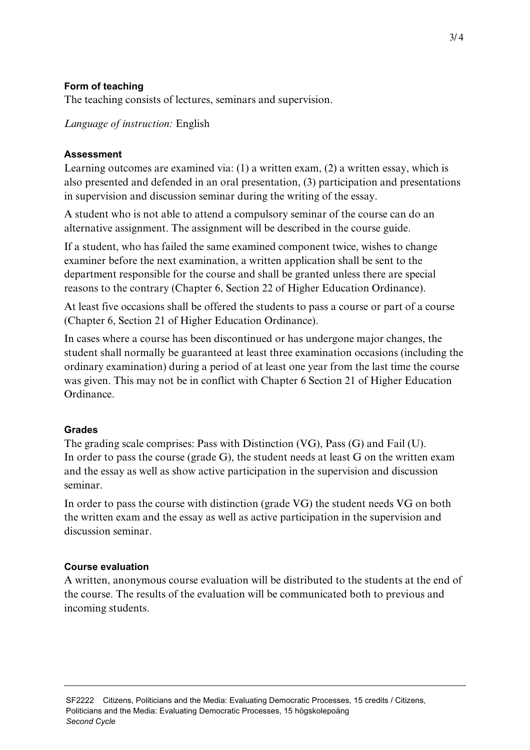### Form of teaching

The teaching consists of lectures, seminars and supervision.

*Language of instruction:* English

### Assessment

Learning outcomes are examined via: (1) a written exam, (2) a written essay, which is also presented and defended in an oral presentation, (3) participation and presentations in supervision and discussion seminar during the writing of the essay.

A student who is not able to attend a compulsory seminar of the course can do an alternative assignment. The assignment will be described in the course guide.

If a student, who has failed the same examined component twice, wishes to change examiner before the next examination, a written application shall be sent to the department responsible for the course and shall be granted unless there are special reasons to the contrary (Chapter 6, Section 22 of Higher Education Ordinance).

At least five occasions shall be offered the students to pass a course or part of a course (Chapter 6, Section 21 of Higher Education Ordinance).

In cases where a course has been discontinued or has undergone major changes, the student shall normally be guaranteed at least three examination occasions (including the ordinary examination) during a period of at least one year from the last time the course was given. This may not be in conflict with Chapter 6 Section 21 of Higher Education Ordinance.

### Grades

The grading scale comprises: Pass with Distinction (VG), Pass (G) and Fail (U).
In order to pass the course (grade G), the student needs at least G on the written exam and the essay as well as show active participation in the supervision and discussion seminar.

In order to pass the course with distinction (grade VG) the student needs VG on both the written exam and the essay as well as active participation in the supervision and discussion seminar.

### Course evaluation

A written, anonymous course evaluation will be distributed to the students at the end of the course. The results of the evaluation will be communicated both to previous and incoming students.